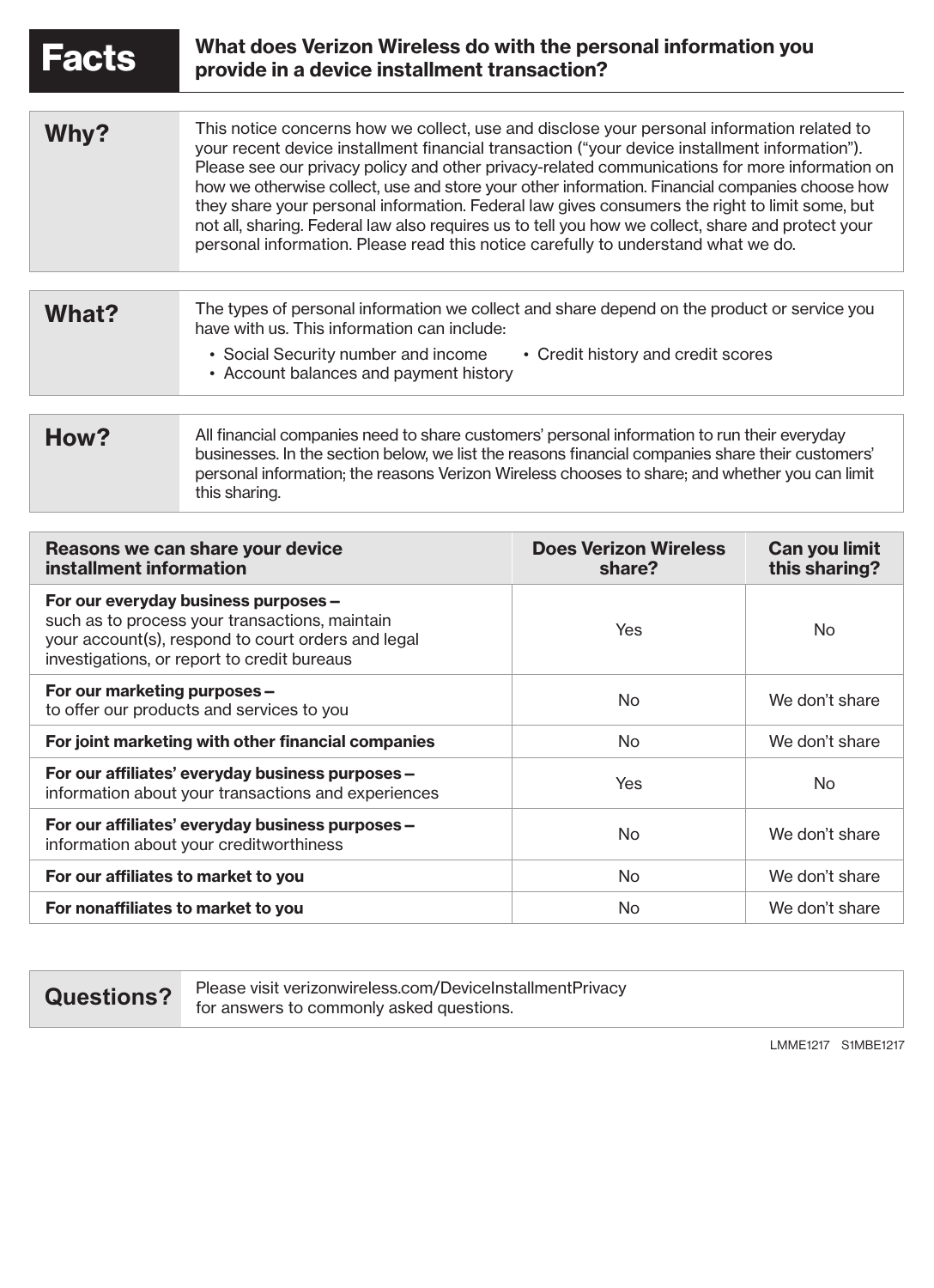# Facts — What does Verizon Wireless do with the personal information you provide in a device installment transaction?

| | |
|---|---|
| **Why?** | This notice concerns how we collect, use and disclose your personal information related to your recent device installment financial transaction ("your device installment information"). Please see our privacy policy and other privacy-related communications for more information on how we otherwise collect, use and store your other information. Financial companies choose how they share your personal information. Federal law gives consumers the right to limit some, but not all, sharing. Federal law also requires us to tell you how we collect, share and protect your personal information. Please read this notice carefully to understand what we do. |
| **What?** | The types of personal information we collect and share depend on the product or service you have with us. This information can include:<br>• Social Security number and income<br>• Account balances and payment history<br>• Credit history and credit scores |
| **How?** | All financial companies need to share customers' personal information to run their everyday businesses. In the section below, we list the reasons financial companies share their customers' personal information; the reasons Verizon Wireless chooses to share; and whether you can limit this sharing. |

| Reasons we can share your device installment information | Does Verizon Wireless share? | Can you limit this sharing? |
|---|---|---|
| **For our everyday business purposes –** such as to process your transactions, maintain your account(s), respond to court orders and legal investigations, or report to credit bureaus | Yes | No |
| **For our marketing purposes –** to offer our products and services to you | No | We don't share |
| **For joint marketing with other financial companies** | No | We don't share |
| **For our affiliates' everyday business purposes –** information about your transactions and experiences | Yes | No |
| **For our affiliates' everyday business purposes –** information about your creditworthiness | No | We don't share |
| **For our affiliates to market to you** | No | We don't share |
| **For nonaffiliates to market to you** | No | We don't share |

| | |
|---|---|
| **Questions?** | Please visit verizonwireless.com/DeviceInstallmentPrivacy for answers to commonly asked questions. |

LMME1217 S1MBE1217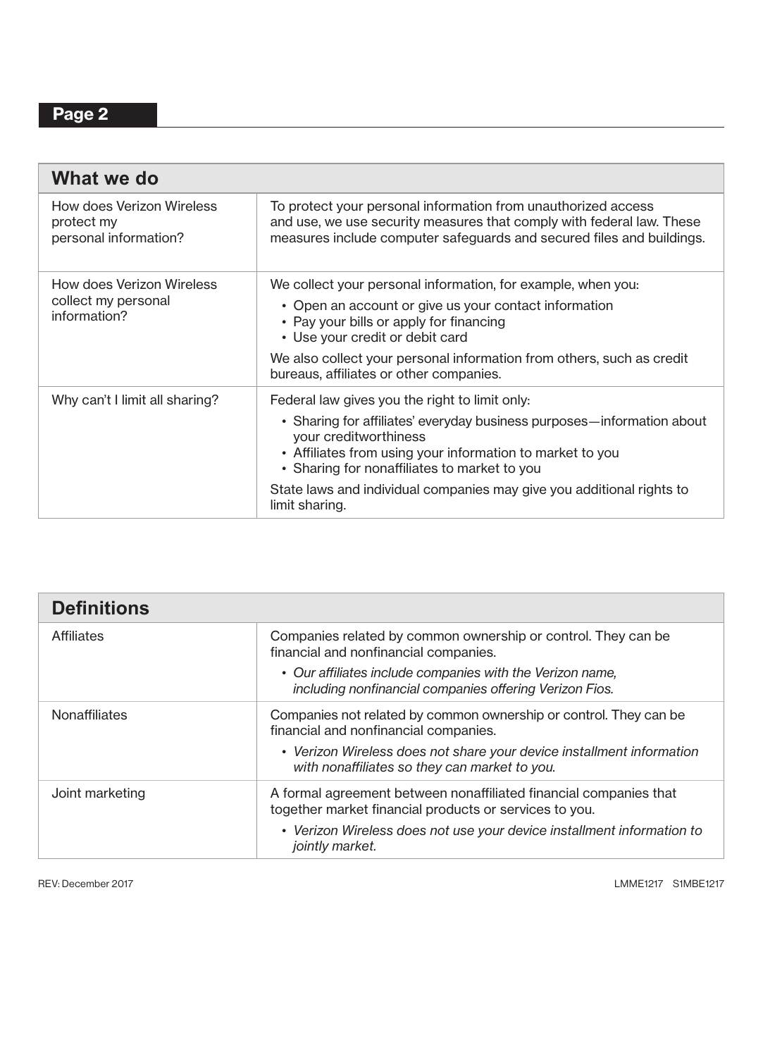## What we do

| | |
|---|---|
| How does Verizon Wireless protect my personal information? | To protect your personal information from unauthorized access and use, we use security measures that comply with federal law. These measures include computer safeguards and secured files and buildings. |
| How does Verizon Wireless collect my personal information? | We collect your personal information, for example, when you:<br>• Open an account or give us your contact information<br>• Pay your bills or apply for financing<br>• Use your credit or debit card<br><br>We also collect your personal information from others, such as credit bureaus, affiliates or other companies. |
| Why can't I limit all sharing? | Federal law gives you the right to limit only:<br>• Sharing for affiliates' everyday business purposes—information about your creditworthiness<br>• Affiliates from using your information to market to you<br>• Sharing for nonaffiliates to market to you<br><br>State laws and individual companies may give you additional rights to limit sharing. |

## Definitions

| | |
|---|---|
| Affiliates | Companies related by common ownership or control. They can be financial and nonfinancial companies.<br>• *Our affiliates include companies with the Verizon name, including nonfinancial companies offering Verizon Fios.* |
| Nonaffiliates | Companies not related by common ownership or control. They can be financial and nonfinancial companies.<br>• *Verizon Wireless does not share your device installment information with nonaffiliates so they can market to you.* |
| Joint marketing | A formal agreement between nonaffiliated financial companies that together market financial products or services to you.<br>• *Verizon Wireless does not use your device installment information to jointly market.* |

REV: December 2017

LMME1217 S1MBE1217